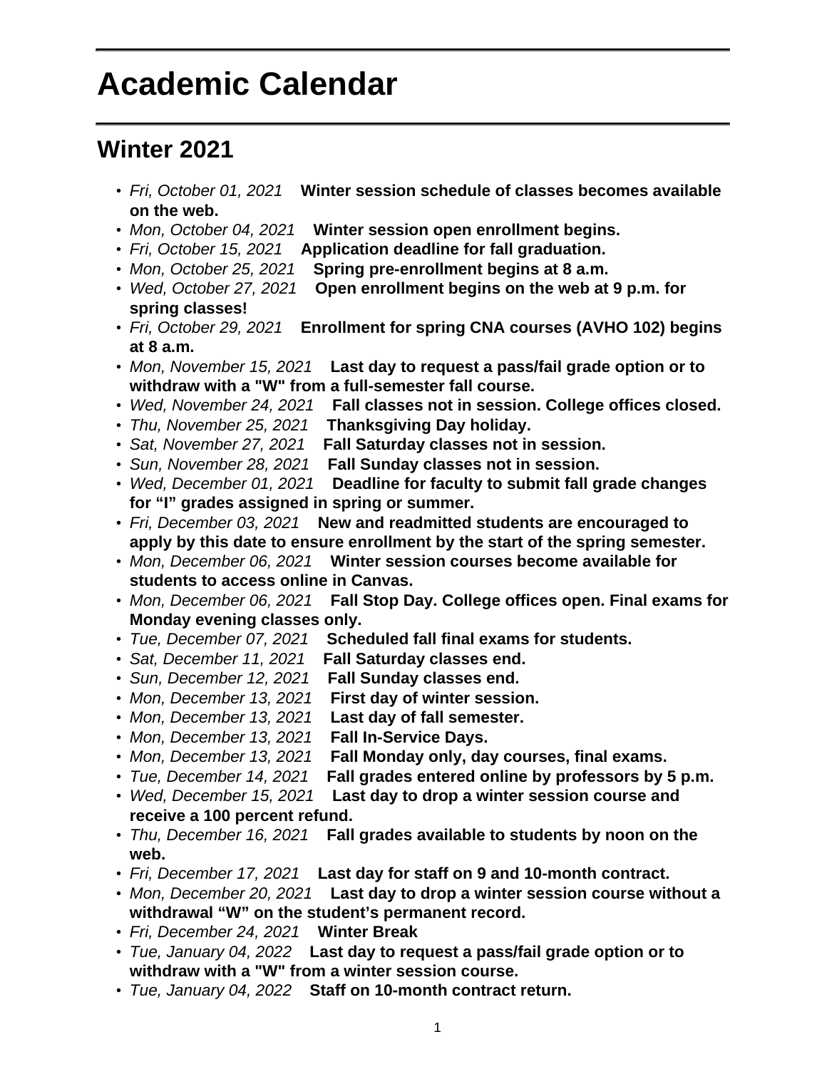# Academic Calendar

## Winter 2021

- *Fri, October 01, 2021* **Winter session schedule of classes becomes available on the web.**
- *Mon, October 04, 2021* **Winter session open enrollment begins.**
- *Fri, October 15, 2021* **Application deadline for fall graduation.**
- *Mon, October 25, 2021* **Spring pre-enrollment begins at 8 a.m.**
- *Wed, October 27, 2021* **Open enrollment begins on the web at 9 p.m. for spring classes!**
- *Fri, October 29, 2021* **Enrollment for spring CNA courses (AVHO 102) begins at 8 a.m.**
- *Mon, November 15, 2021* **Last day to request a pass/fail grade option or to withdraw with a "W" from a full-semester fall course.**
- *Wed, November 24, 2021* **Fall classes not in session. College offices closed.**
- *Thu, November 25, 2021* **Thanksgiving Day holiday.**
- *Sat, November 27, 2021* **Fall Saturday classes not in session.**
- *Sun, November 28, 2021* **Fall Sunday classes not in session.**
- *Wed, December 01, 2021* **Deadline for faculty to submit fall grade changes for "I" grades assigned in spring or summer.**
- *Fri, December 03, 2021* **New and readmitted students are encouraged to apply by this date to ensure enrollment by the start of the spring semester.**
- *Mon, December 06, 2021* **Winter session courses become available for students to access online in Canvas.**
- *Mon, December 06, 2021* **Fall Stop Day. College offices open. Final exams for Monday evening classes only.**
- *Tue, December 07, 2021* **Scheduled fall final exams for students.**
- *Sat, December 11, 2021* **Fall Saturday classes end.**
- *Sun, December 12, 2021* **Fall Sunday classes end.**
- *Mon, December 13, 2021* **First day of winter session.**
- *Mon, December 13, 2021* **Last day of fall semester.**
- *Mon, December 13, 2021* **Fall In-Service Days.**
- *Mon, December 13, 2021* **Fall Monday only, day courses, final exams.**
- *Tue, December 14, 2021* **Fall grades entered online by professors by 5 p.m.**
- *Wed, December 15, 2021* **Last day to drop a winter session course and receive a 100 percent refund.**
- *Thu, December 16, 2021* **Fall grades available to students by noon on the web.**
- *Fri, December 17, 2021* **Last day for staff on 9 and 10-month contract.**
- *Mon, December 20, 2021* **Last day to drop a winter session course without a withdrawal "W" on the student's permanent record.**
- *Fri, December 24, 2021* **Winter Break**
- *Tue, January 04, 2022* **Last day to request a pass/fail grade option or to withdraw with a "W" from a winter session course.**
- *Tue, January 04, 2022* **Staff on 10-month contract return.**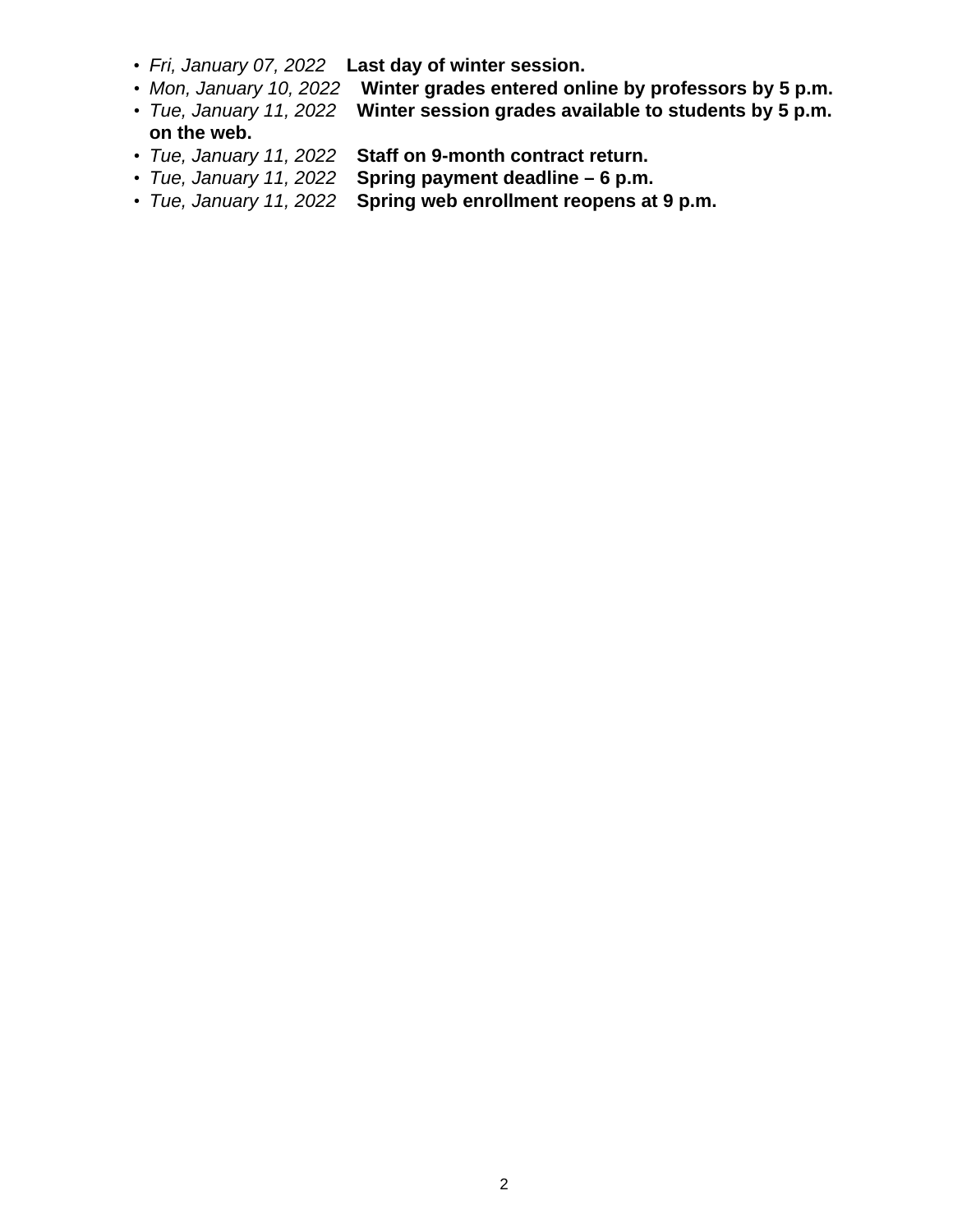- *Fri, January 07, 2022* **Last day of winter session.**
- *Mon, January 10, 2022* **Winter grades entered online by professors by 5 p.m.**
- *Tue, January 11, 2022* **Winter session grades available to students by 5 p.m. on the web.**
- *Tue, January 11, 2022* **Staff on 9-month contract return.**
- *Tue, January 11, 2022* **Spring payment deadline – 6 p.m.**
- *Tue, January 11, 2022* **Spring web enrollment reopens at 9 p.m.**